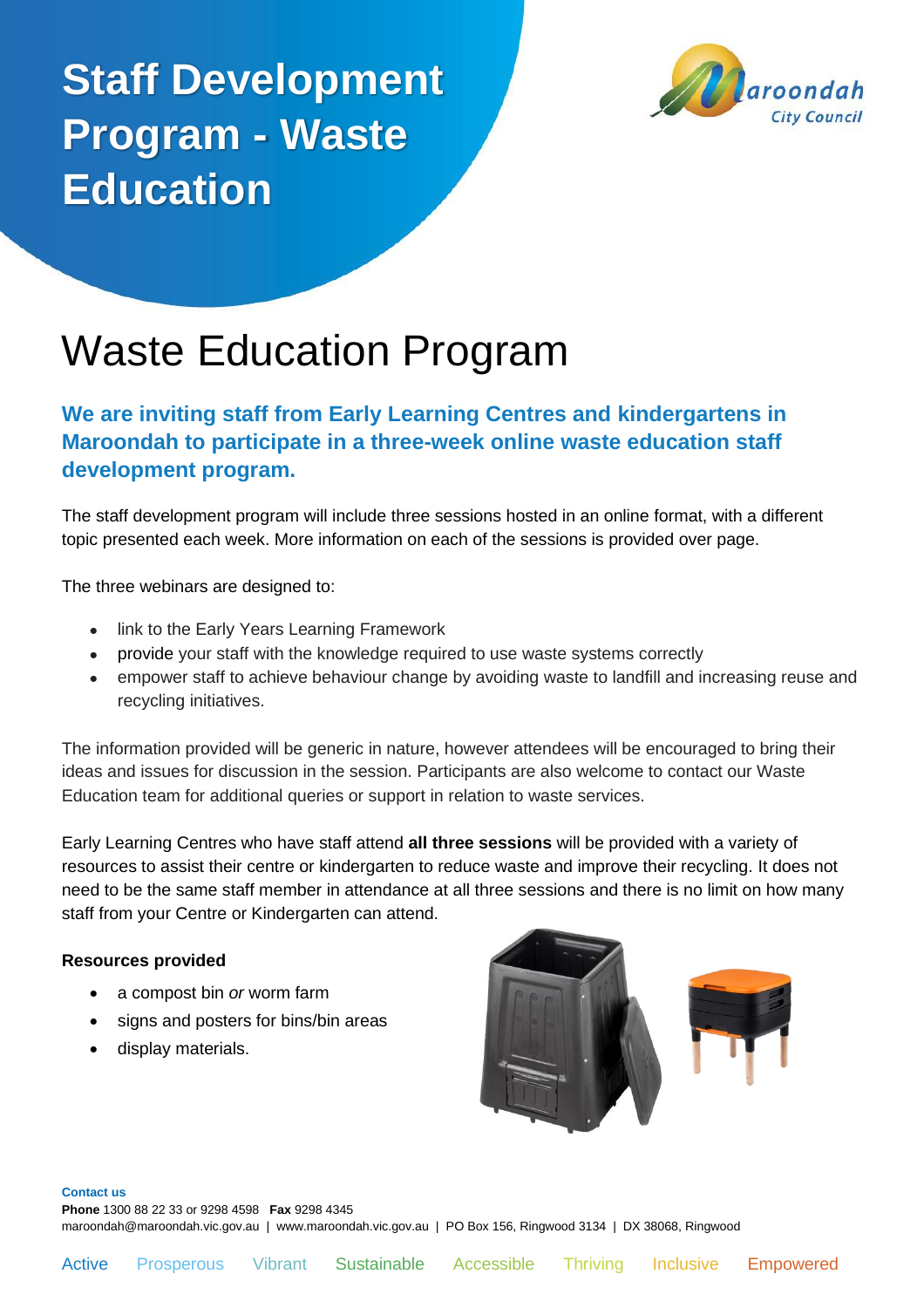# Staff Development Program - Waste Education

Maroondah City Council

## Waste Education Program

### We are inviting staff from Early Learning Centres and kindergartens in Maroondah to participate in a three-week online waste education staff development program.

The staff development program will include three sessions hosted in an online format, with a different topic presented each week. More information on each of the sessions is provided over page.

The three webinars are designed to:

- link to the Early Years Learning Framework
- provide your staff with the knowledge required to use waste systems correctly
- empower staff to achieve behaviour change by avoiding waste to landfill and increasing reuse and recycling initiatives.

The information provided will be generic in nature, however attendees will be encouraged to bring their ideas and issues for discussion in the session. Participants are also welcome to contact our Waste Education team for additional queries or support in relation to waste services.

Early Learning Centres who have staff attend **all three sessions** will be provided with a variety of resources to assist their centre or kindergarten to reduce waste and improve their recycling. It does not need to be the same staff member in attendance at all three sessions and there is no limit on how many staff from your Centre or Kindergarten can attend.

**Resources provided**

- a compost bin *or* worm farm
- signs and posters for bins/bin areas
- display materials.

**Contact us**
**Phone** 1300 88 22 33 or 9298 4598 **Fax** 9298 4345
maroondah@maroondah.vic.gov.au | www.maroondah.vic.gov.au | PO Box 156, Ringwood 3134 | DX 38068, Ringwood

Active Prosperous Vibrant Sustainable Accessible Thriving Inclusive Empowered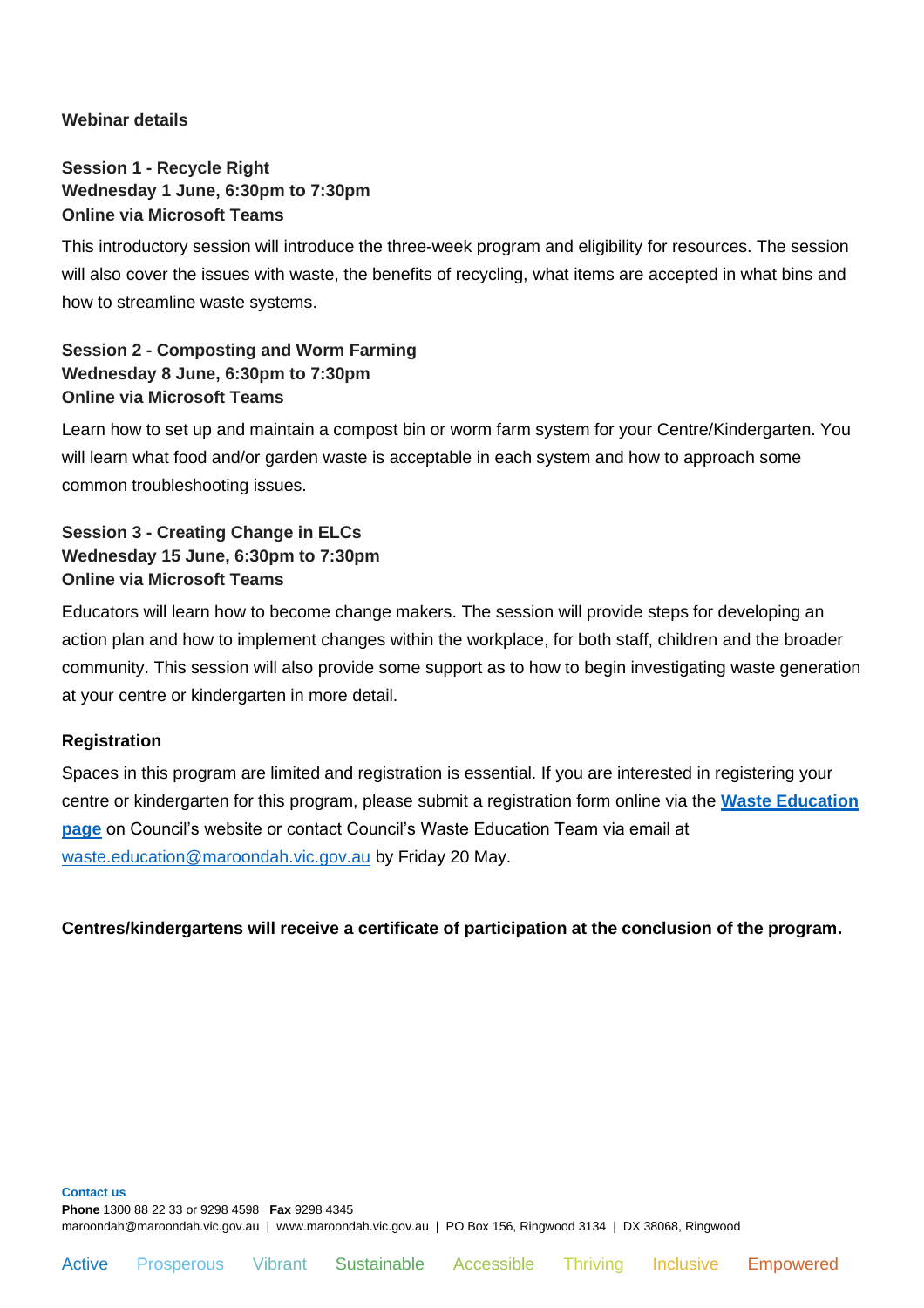**Webinar details**

**Session 1 - Recycle Right**
**Wednesday 1 June, 6:30pm to 7:30pm**
**Online via Microsoft Teams**

This introductory session will introduce the three-week program and eligibility for resources. The session will also cover the issues with waste, the benefits of recycling, what items are accepted in what bins and how to streamline waste systems.

**Session 2 - Composting and Worm Farming**
**Wednesday 8 June, 6:30pm to 7:30pm**
**Online via Microsoft Teams**

Learn how to set up and maintain a compost bin or worm farm system for your Centre/Kindergarten. You will learn what food and/or garden waste is acceptable in each system and how to approach some common troubleshooting issues.

**Session 3 - Creating Change in ELCs**
**Wednesday 15 June, 6:30pm to 7:30pm**
**Online via Microsoft Teams**

Educators will learn how to become change makers. The session will provide steps for developing an action plan and how to implement changes within the workplace, for both staff, children and the broader community. This session will also provide some support as to how to begin investigating waste generation at your centre or kindergarten in more detail.

**Registration**

Spaces in this program are limited and registration is essential. If you are interested in registering your centre or kindergarten for this program, please submit a registration form online via the **Waste Education page** on Council's website or contact Council's Waste Education Team via email at waste.education@maroondah.vic.gov.au by Friday 20 May.

**Centres/kindergartens will receive a certificate of participation at the conclusion of the program.**

**Contact us**
**Phone** 1300 88 22 33 or 9298 4598 **Fax** 9298 4345
maroondah@maroondah.vic.gov.au | www.maroondah.vic.gov.au | PO Box 156, Ringwood 3134 | DX 38068, Ringwood

Active Prosperous Vibrant Sustainable Accessible Thriving Inclusive Empowered